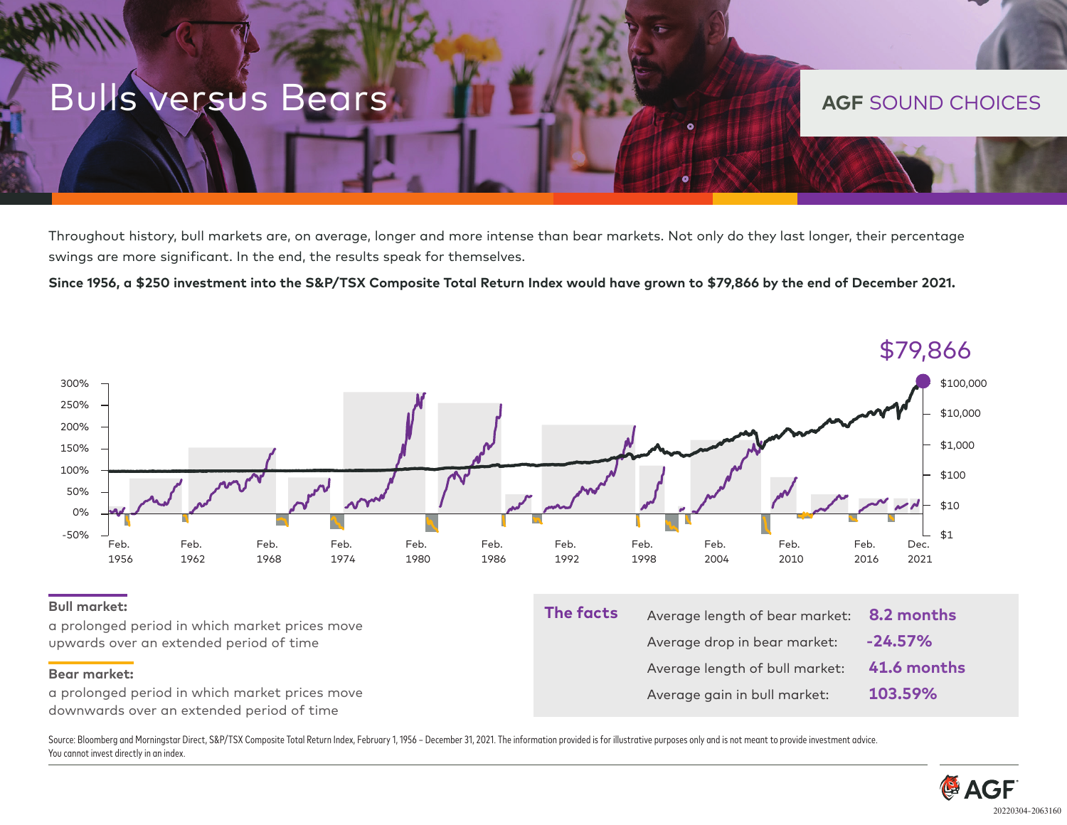# Bulls versus Bears

**AGF SOUND CHOICES**

Throughout history, bull markets are, on average, longer and more intense than bear markets. Not only do they last longer, their percentage swings are more significant. In the end, the results speak for themselves.

**Since 1956, a $250 investment into the S&P/TSX Composite Total Return Index would have grown to $79,866 by the end of December 2021.**

$79,866

300% 250% 200% 150% 100% 50% 0% -50%

$100,000 $10,000 $1,000 $100 $10 $1

Feb. 1956 | Feb. 1962 | Feb. 1968 | Feb. 1974 | Feb. 1980 | Feb. 1986 | Feb. 1992 | Feb. 1998 | Feb. 2004 | Feb. 2010 | Feb. 2016 | Dec. 2021

**Bull market:**

a prolonged period in which market prices move upwards over an extended period of time

**Bear market:**

a prolonged period in which market prices move downwards over an extended period of time

**The facts**

| | |
|---|---|
| Average length of bear market: | **8.2 months** |
| Average drop in bear market: | **-24.57%** |
| Average length of bull market: | **41.6 months** |
| Average gain in bull market: | **103.59%** |

Source: Bloomberg and Morningstar Direct, S&P/TSX Composite Total Return Index, February 1, 1956 – December 31, 2021. The information provided is for illustrative purposes only and is not meant to provide investment advice. You cannot invest directly in an index.

AGF

20220304-2063160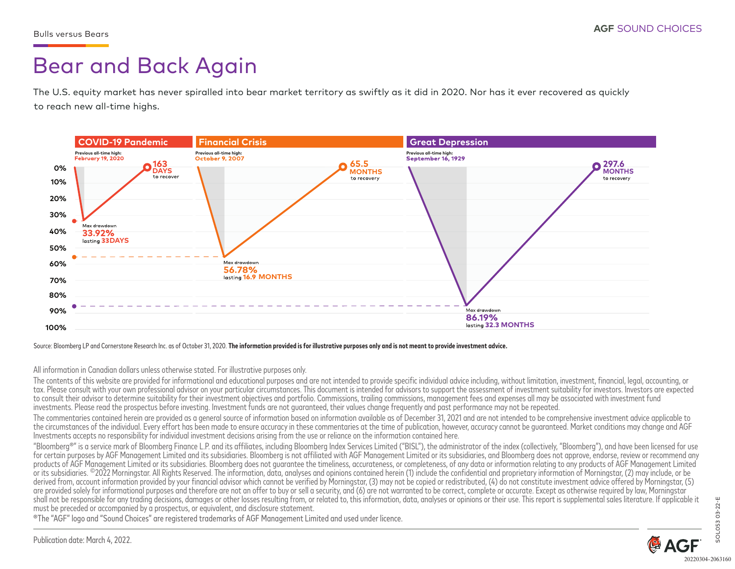Bulls versus Bears

AGF SOUND CHOICES

# Bear and Back Again

The U.S. equity market has never spiralled into bear market territory as swiftly as it did in 2020. Nor has it ever recovered as quickly to reach new all-time highs.

**COVID-19 Pandemic**

Previous all-time high: February 19, 2020

163 DAYS to recover

Max drawdown 33.92% lasting 33DAYS

**Financial Crisis**

Previous all-time high: October 9, 2007

65.5 MONTHS to recovery

Max drawdown 56.78% lasting 16.9 MONTHS

**Great Depression**

Previous all-time high: September 16, 1929

297.6 MONTHS to recovery

Max drawdown 86.19% lasting 32.3 MONTHS

0%
10%
20%
30%
40%
50%
60%
70%
80%
90%
100%

Source: Bloomberg LP and Cornerstone Research Inc. as of October 31, 2020. **The information provided is for illustrative purposes only and is not meant to provide investment advice.**

All information in Canadian dollars unless otherwise stated. For illustrative purposes only.

The contents of this website are provided for informational and educational purposes and are not intended to provide specific individual advice including, without limitation, investment, financial, legal, accounting, or tax. Please consult with your own professional advisor on your particular circumstances. This document is intended for advisors to support the assessment of investment suitability for investors. Investors are expected to consult their advisor to determine suitability for their investment objectives and portfolio. Commissions, trailing commissions, management fees and expenses all may be associated with investment fund investments. Please read the prospectus before investing. Investment funds are not guaranteed, their values change frequently and past performance may not be repeated.

The commentaries contained herein are provided as a general source of information based on information available as of December 31, 2021 and are not intended to be comprehensive investment advice applicable to the circumstances of the individual. Every effort has been made to ensure accuracy in these commentaries at the time of publication, however, accuracy cannot be guaranteed. Market conditions may change and AGF Investments accepts no responsibility for individual investment decisions arising from the use or reliance on the information contained here.

"Bloomberg®" is a service mark of Bloomberg Finance L.P. and its affiliates, including Bloomberg Index Services Limited ("BISL"), the administrator of the index (collectively, "Bloomberg"), and have been licensed for use for certain purposes by AGF Management Limited and its subsidiaries. Bloomberg is not affiliated with AGF Management Limited or its subsidiaries, and Bloomberg does not approve, endorse, review or recommend any products of AGF Management Limited or its subsidiaries. Bloomberg does not guarantee the timeliness, accurateness, or completeness, of any data or information relating to any products of AGF Management Limited or its subsidiaries. ©2022 Morningstar. All Rights Reserved. The information, data, analyses and opinions contained herein (1) include the confidential and proprietary information of Morningstar, (2) may include, or be derived from, account information provided by your financial advisor which cannot be verified by Morningstar, (3) may not be copied or redistributed, (4) do not constitute investment advice offered by Morningstar, (5) are provided solely for informational purposes and therefore are not an offer to buy or sell a security, and (6) are not warranted to be correct, complete or accurate. Except as otherwise required by law, Morningstar shall not be responsible for any trading decisions, damages or other losses resulting from, or related to, this information, data, analyses or opinions or their use. This report is supplemental sales literature. If applicable it must be preceded or accompanied by a prospectus, or equivalent, and disclosure statement.

®The "AGF" logo and "Sound Choices" are registered trademarks of AGF Management Limited and used under licence.

Publication date: March 4, 2022.

SOL053 03-22-E

20220304-2063160